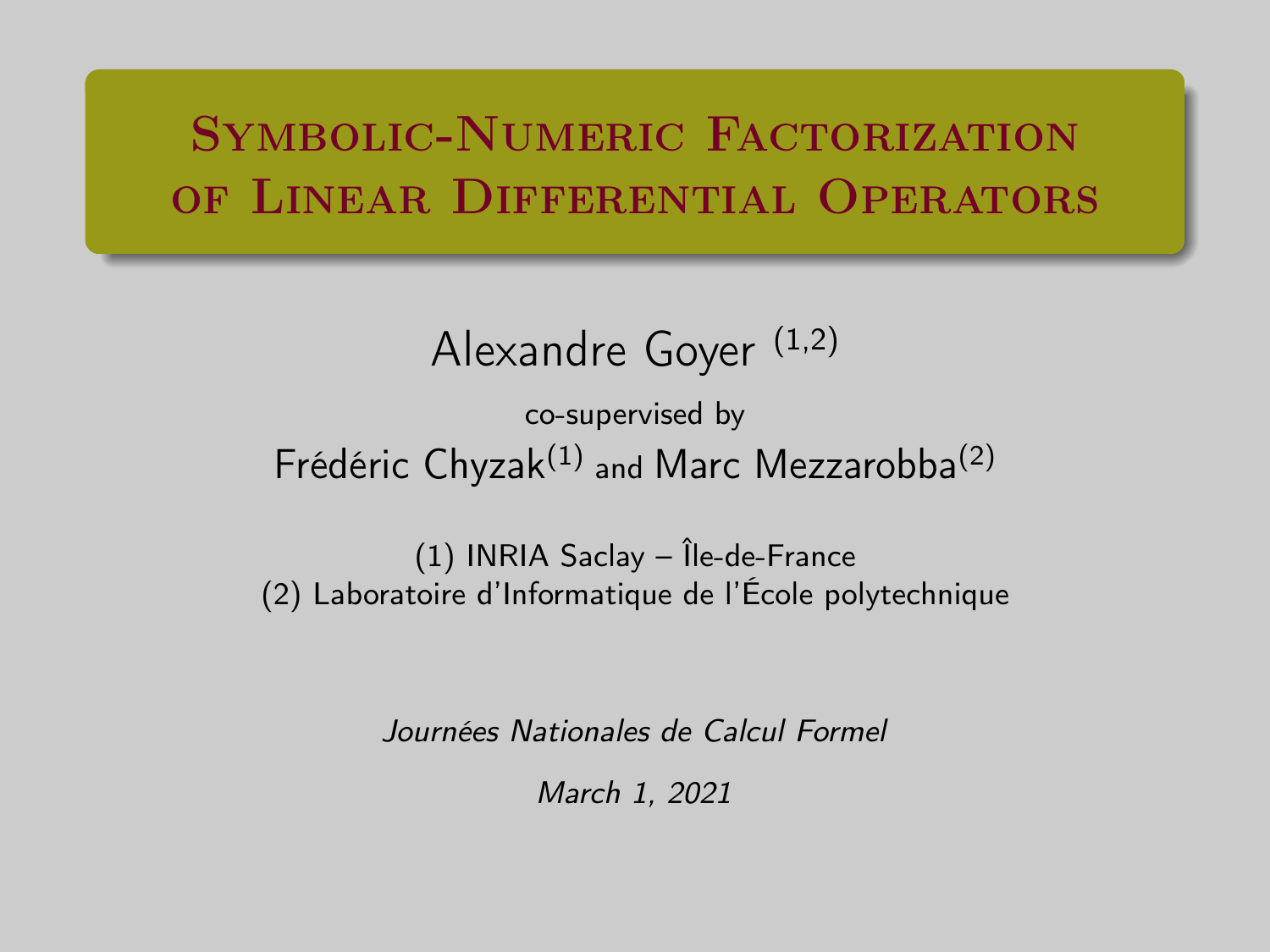# Symbolic-Numeric Factorization of Linear Differential Operators

Alexandre Goyer [1,2]

co-supervised by

Frédéric Chyzak[1] and Marc Mezzarobba[2]

(1) INRIA Saclay – Île-de-France
(2) Laboratoire d'Informatique de l'École polytechnique

*Journées Nationales de Calcul Formel*

*March 1, 2021*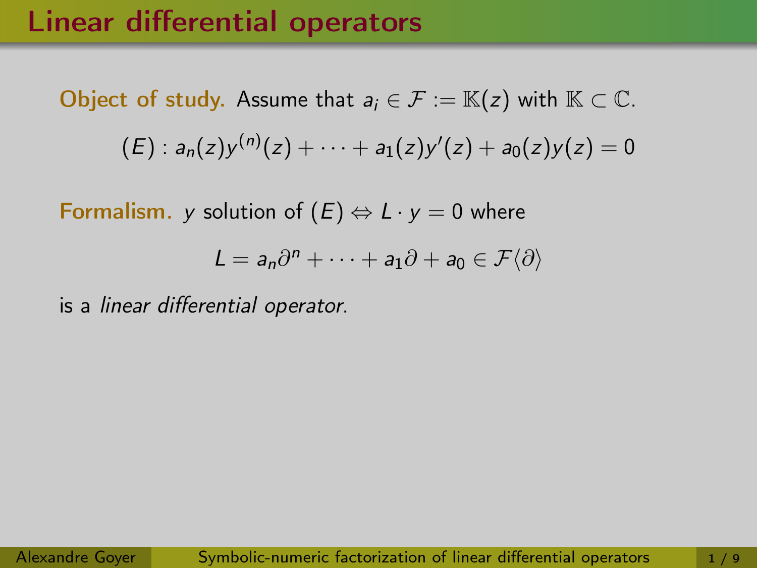# Linear differential operators

**Object of study.** Assume that $a_i \in \mathcal{F} := \mathbb{K}(z)$ with $\mathbb{K} \subset \mathbb{C}$.

$$(E) : a_n(z)y^{(n)}(z) + \cdots + a_1(z)y'(z) + a_0(z)y(z) = 0$$

**Formalism.** $y$ solution of $(E) \Leftrightarrow L \cdot y = 0$ where

$$L = a_n\partial^n + \cdots + a_1\partial + a_0 \in \mathcal{F}\langle\partial\rangle$$

is a *linear differential operator*.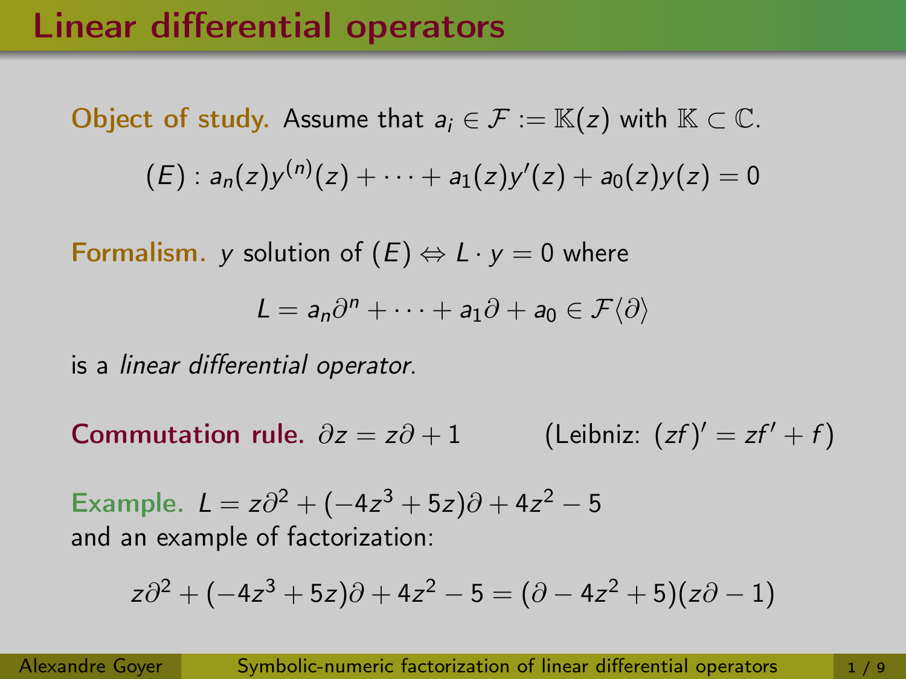# Linear differential operators

**Object of study.** Assume that $a_i \in \mathcal{F} := \mathbb{K}(z)$ with $\mathbb{K} \subset \mathbb{C}$.

$$(E) : a_n(z)y^{(n)}(z) + \cdots + a_1(z)y'(z) + a_0(z)y(z) = 0$$

**Formalism.** $y$ solution of $(E) \Leftrightarrow L \cdot y = 0$ where

$$L = a_n\partial^n + \cdots + a_1\partial + a_0 \in \mathcal{F}\langle\partial\rangle$$

is a *linear differential operator*.

**Commutation rule.** $\partial z = z\partial + 1$ (Leibniz: $(zf)' = zf' + f$)

**Example.** $L = z\partial^2 + (-4z^3 + 5z)\partial + 4z^2 - 5$
and an example of factorization:

$$z\partial^2 + (-4z^3 + 5z)\partial + 4z^2 - 5 = (\partial - 4z^2 + 5)(z\partial - 1)$$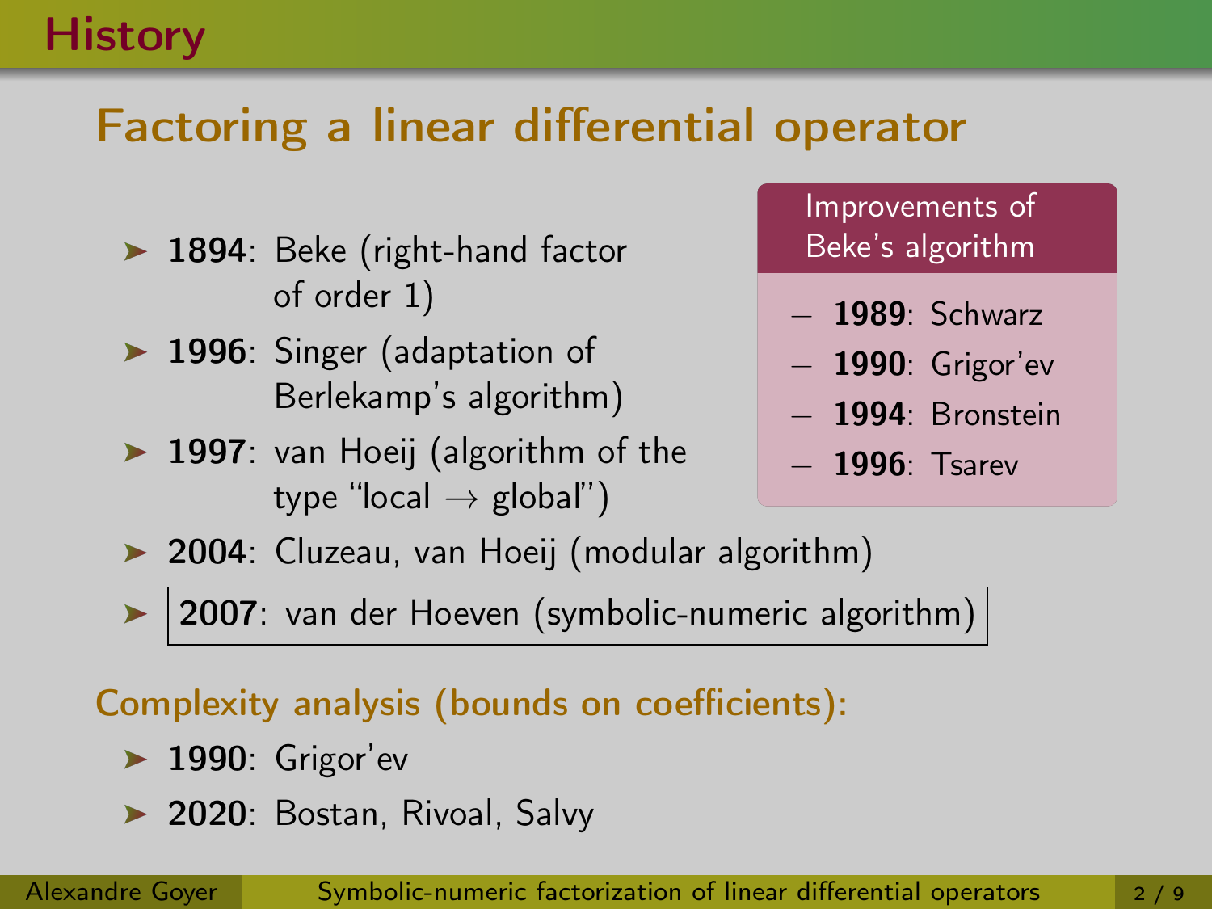# History

## Factoring a linear differential operator

- **1894**: Beke (right-hand factor of order 1)
- **1996**: Singer (adaptation of Berlekamp's algorithm)
- **1997**: van Hoeij (algorithm of the type "local $\rightarrow$ global")
- **2004**: Cluzeau, van Hoeij (modular algorithm)
- **2007**: van der Hoeven (symbolic-numeric algorithm)

**Improvements of Beke's algorithm**

- **1989**: Schwarz
- **1990**: Grigor'ev
- **1994**: Bronstein
- **1996**: Tsarev

### Complexity analysis (bounds on coefficients):

- **1990**: Grigor'ev
- **2020**: Bostan, Rivoal, Salvy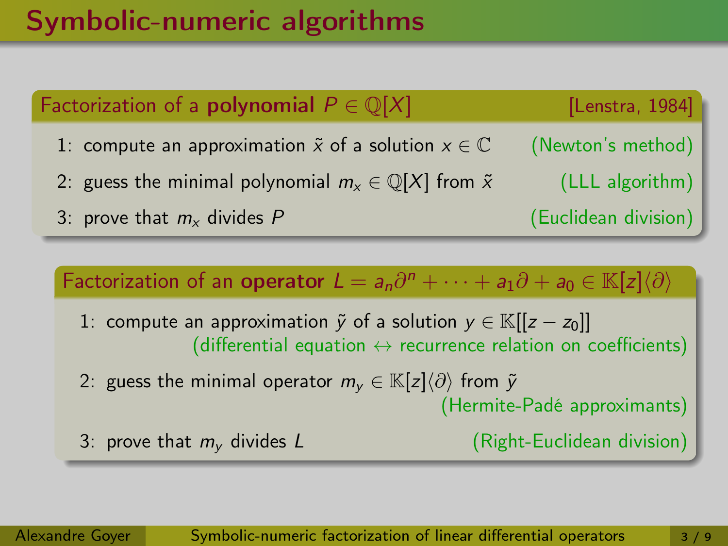# Symbolic-numeric algorithms

## Factorization of a **polynomial** $P \in \mathbb{Q}[X]$ — [Lenstra, 1984]

1. compute an approximation $\tilde{x}$ of a solution $x \in \mathbb{C}$ (Newton's method)
2. guess the minimal polynomial $m_x \in \mathbb{Q}[X]$ from $\tilde{x}$ (LLL algorithm)
3. prove that $m_x$ divides $P$ (Euclidean division)

## Factorization of an **operator** $L = a_n\partial^n + \cdots + a_1\partial + a_0 \in \mathbb{K}[z]\langle\partial\rangle$

1. compute an approximation $\tilde{y}$ of a solution $y \in \mathbb{K}[[z - z_0]]$
   (differential equation $\leftrightarrow$ recurrence relation on coefficients)
2. guess the minimal operator $m_y \in \mathbb{K}[z]\langle\partial\rangle$ from $\tilde{y}$
   (Hermite-Padé approximants)
3. prove that $m_y$ divides $L$ (Right-Euclidean division)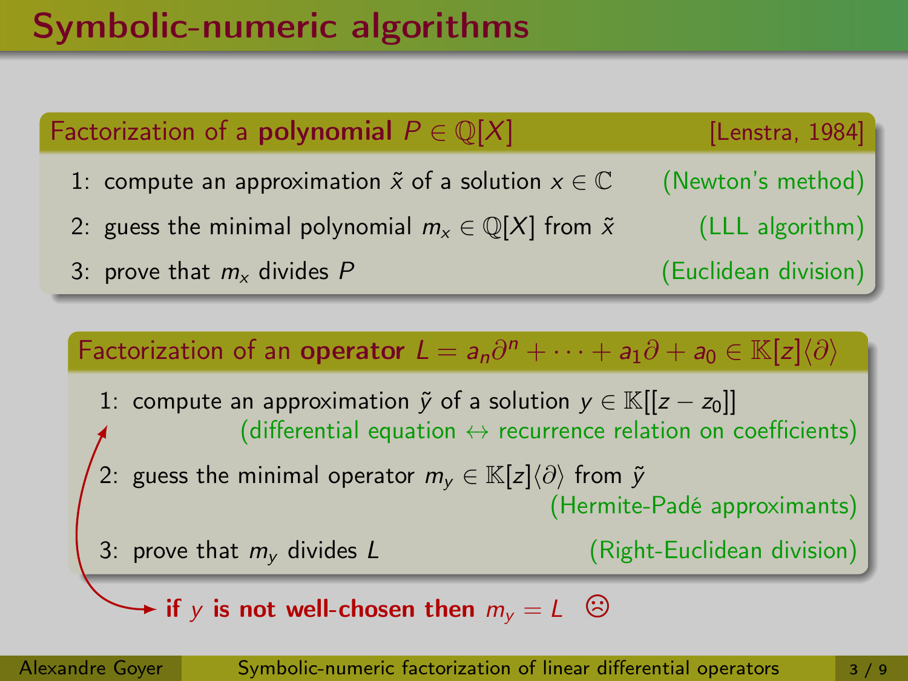# Symbolic-numeric algorithms

**Factorization of a polynomial $P \in \mathbb{Q}[X]$** [Lenstra, 1984]

1: compute an approximation $\tilde{x}$ of a solution $x \in \mathbb{C}$ (Newton's method)

2: guess the minimal polynomial $m_x \in \mathbb{Q}[X]$ from $\tilde{x}$ (LLL algorithm)

3: prove that $m_x$ divides $P$ (Euclidean division)

**Factorization of an operator $L = a_n\partial^n + \cdots + a_1\partial + a_0 \in \mathbb{K}[z]\langle\partial\rangle$**

1: compute an approximation $\tilde{y}$ of a solution $y \in \mathbb{K}[[z - z_0]]$
(differential equation $\leftrightarrow$ recurrence relation on coefficients)

2: guess the minimal operator $m_y \in \mathbb{K}[z]\langle\partial\rangle$ from $\tilde{y}$
(Hermite-Padé approximants)

3: prove that $m_y$ divides $L$ (Right-Euclidean division)

**if $y$ is not well-chosen then $m_y = L$** ☹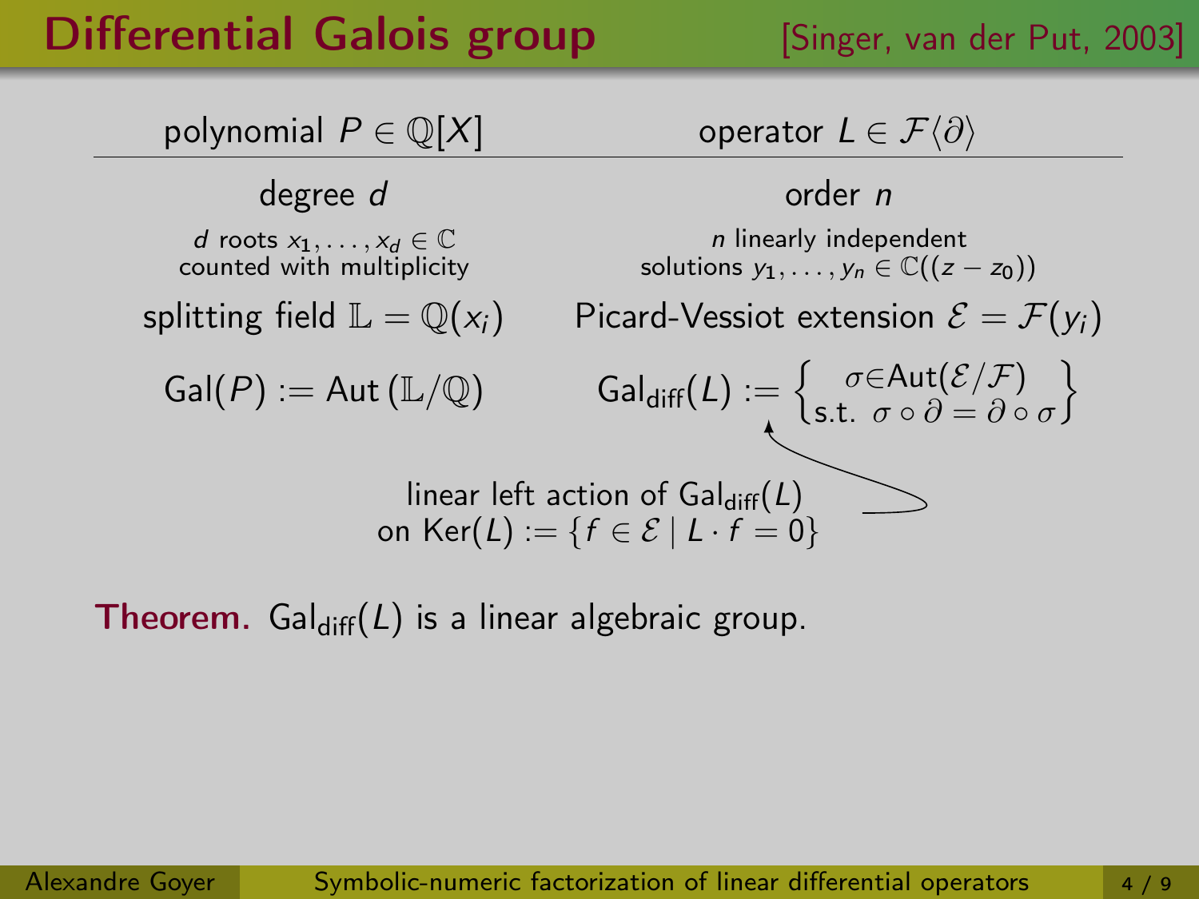# Differential Galois group

[Singer, van der Put, 2003]

| polynomial $P \in \mathbb{Q}[X]$ | operator $L \in \mathcal{F}\langle\partial\rangle$ |
| --- | --- |
| degree $d$ | order $n$ |
| $d$ roots $x_1, \ldots, x_d \in \mathbb{C}$ counted with multiplicity | $n$ linearly independent solutions $y_1, \ldots, y_n \in \mathbb{C}((z - z_0))$ |
| splitting field $\mathbb{L} = \mathbb{Q}(x_i)$ | Picard-Vessiot extension $\mathcal{E} = \mathcal{F}(y_i)$ |
| $\mathrm{Gal}(P) := \mathrm{Aut}(\mathbb{L}/\mathbb{Q})$ | $\mathrm{Gal}_{\mathrm{diff}}(L) := \left\{ \begin{smallmatrix} \sigma \in \mathrm{Aut}(\mathcal{E}/\mathcal{F}) \\ \text{s.t. } \sigma \circ \partial = \partial \circ \sigma \end{smallmatrix} \right\}$ |

linear left action of $\mathrm{Gal}_{\mathrm{diff}}(L)$ on $\mathrm{Ker}(L) := \{f \in \mathcal{E} \mid L \cdot f = 0\}$

**Theorem.** $\mathrm{Gal}_{\mathrm{diff}}(L)$ is a linear algebraic group.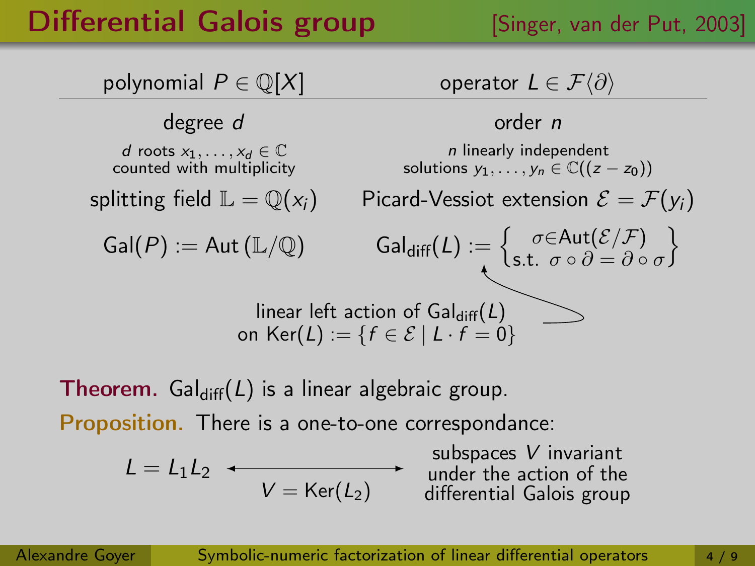# Differential Galois group

[Singer, van der Put, 2003]

| polynomial $P \in \mathbb{Q}[X]$ | operator $L \in \mathcal{F}\langle\partial\rangle$ |
| --- | --- |
| degree $d$ | order $n$ |
| $d$ roots $x_1, \ldots, x_d \in \mathbb{C}$ counted with multiplicity | $n$ linearly independent solutions $y_1, \ldots, y_n \in \mathbb{C}((z - z_0))$ |
| splitting field $\mathbb{L} = \mathbb{Q}(x_i)$ | Picard-Vessiot extension $\mathcal{E} = \mathcal{F}(y_i)$ |
| $\mathrm{Gal}(P) := \mathrm{Aut}\left(\mathbb{L}/\mathbb{Q}\right)$ | $\mathrm{Gal}_{\mathrm{diff}}(L) := \left\{ \begin{array}{c} \sigma \in \mathrm{Aut}(\mathcal{E}/\mathcal{F}) \\ \text{s.t. } \sigma \circ \partial = \partial \circ \sigma \end{array} \right\}$ |

linear left action of $\mathrm{Gal}_{\mathrm{diff}}(L)$ on $\mathrm{Ker}(L) := \{f \in \mathcal{E} \mid L \cdot f = 0\}$

**Theorem.** $\mathrm{Gal}_{\mathrm{diff}}(L)$ is a linear algebraic group.

**Proposition.** There is a one-to-one correspondance:

$$L = L_1 L_2 \quad \xleftrightarrow{\;V = \mathrm{Ker}(L_2)\;} \quad \text{subspaces } V \text{ invariant under the action of the differential Galois group}$$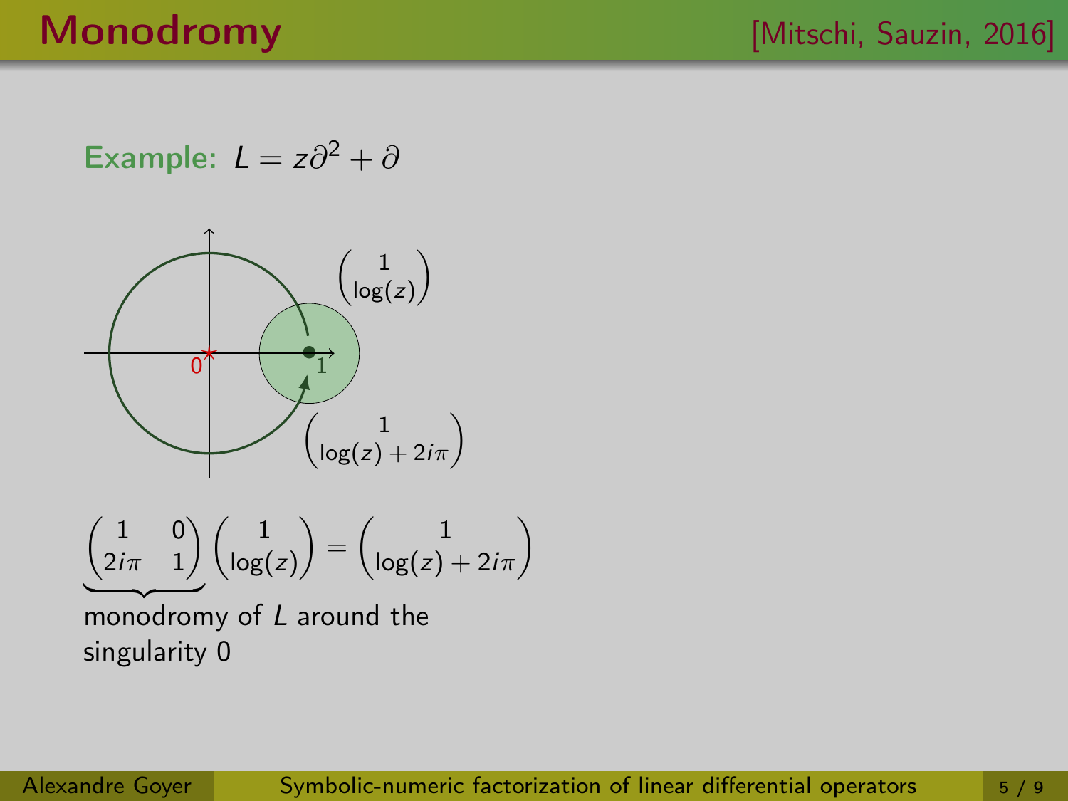# Monodromy

[Mitschi, Sauzin, 2016]

**Example:** $L = z\partial^2 + \partial$

$\begin{pmatrix} 1 \\ \log(z) \end{pmatrix}$

$\begin{pmatrix} 1 \\ \log(z) + 2i\pi \end{pmatrix}$

$$\underbrace{\begin{pmatrix} 1 & 0 \\ 2i\pi & 1 \end{pmatrix}}_{\text{monodromy of } L \text{ around the singularity } 0} \begin{pmatrix} 1 \\ \log(z) \end{pmatrix} = \begin{pmatrix} 1 \\ \log(z) + 2i\pi \end{pmatrix}$$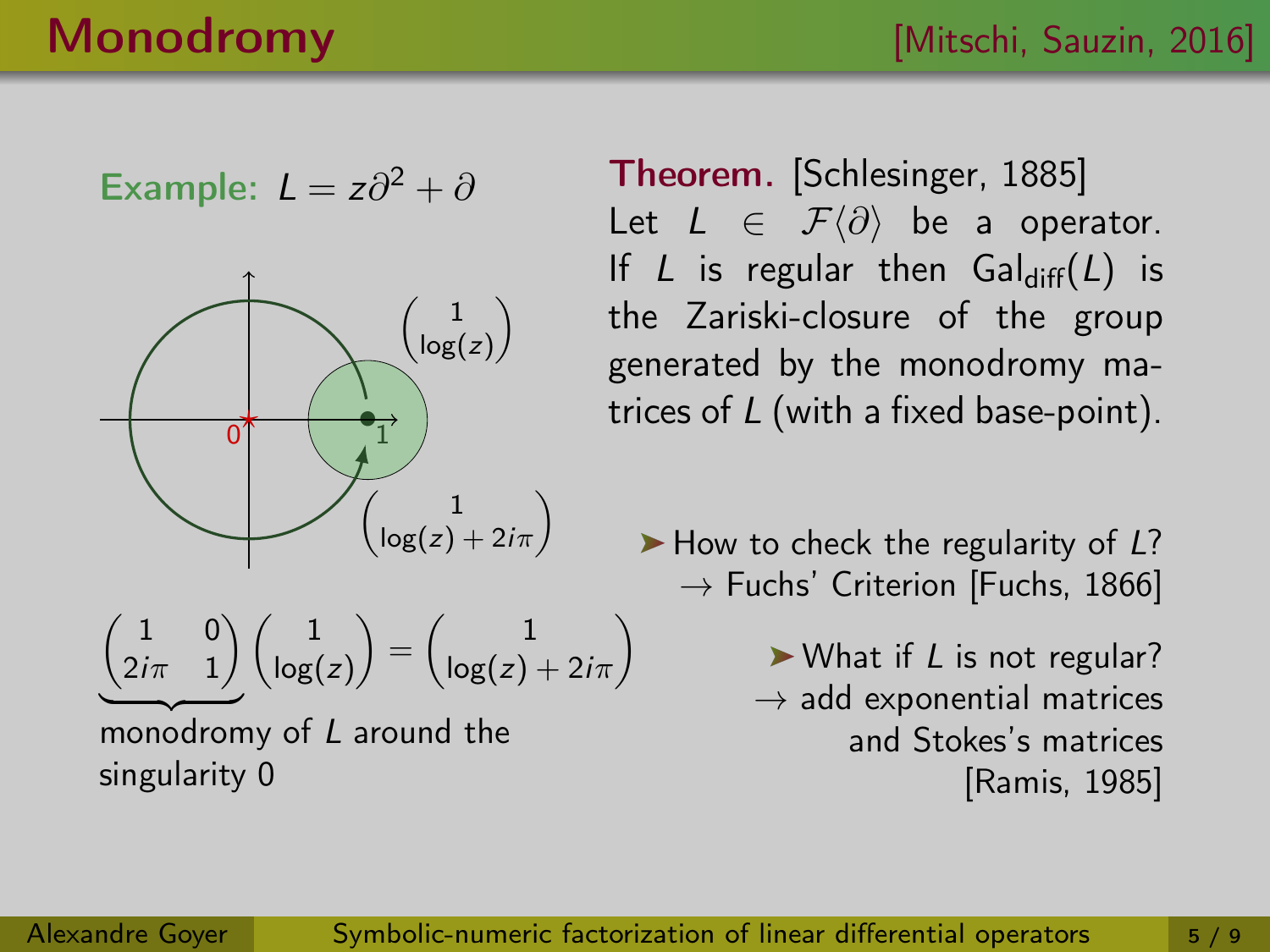# Monodromy

[Mitschi, Sauzin, 2016]

**Example:** $L = z\partial^2 + \partial$

$\begin{pmatrix} 1 \\ \log(z) \end{pmatrix}$

$\begin{pmatrix} 1 \\ \log(z) + 2i\pi \end{pmatrix}$

$$\underbrace{\begin{pmatrix} 1 & 0 \\ 2i\pi & 1 \end{pmatrix}}\begin{pmatrix} 1 \\ \log(z) \end{pmatrix} = \begin{pmatrix} 1 \\ \log(z) + 2i\pi \end{pmatrix}$$

monodromy of $L$ around the singularity 0

**Theorem.** [Schlesinger, 1885]
Let $L \in \mathcal{F}\langle\partial\rangle$ be a operator. If $L$ is regular then $\mathrm{Gal}_{\mathrm{diff}}(L)$ is the Zariski-closure of the group generated by the monodromy matrices of $L$ (with a fixed base-point).

➤ How to check the regularity of $L$?
→ Fuchs' Criterion [Fuchs, 1866]

➤ What if $L$ is not regular?
→ add exponential matrices and Stokes's matrices [Ramis, 1985]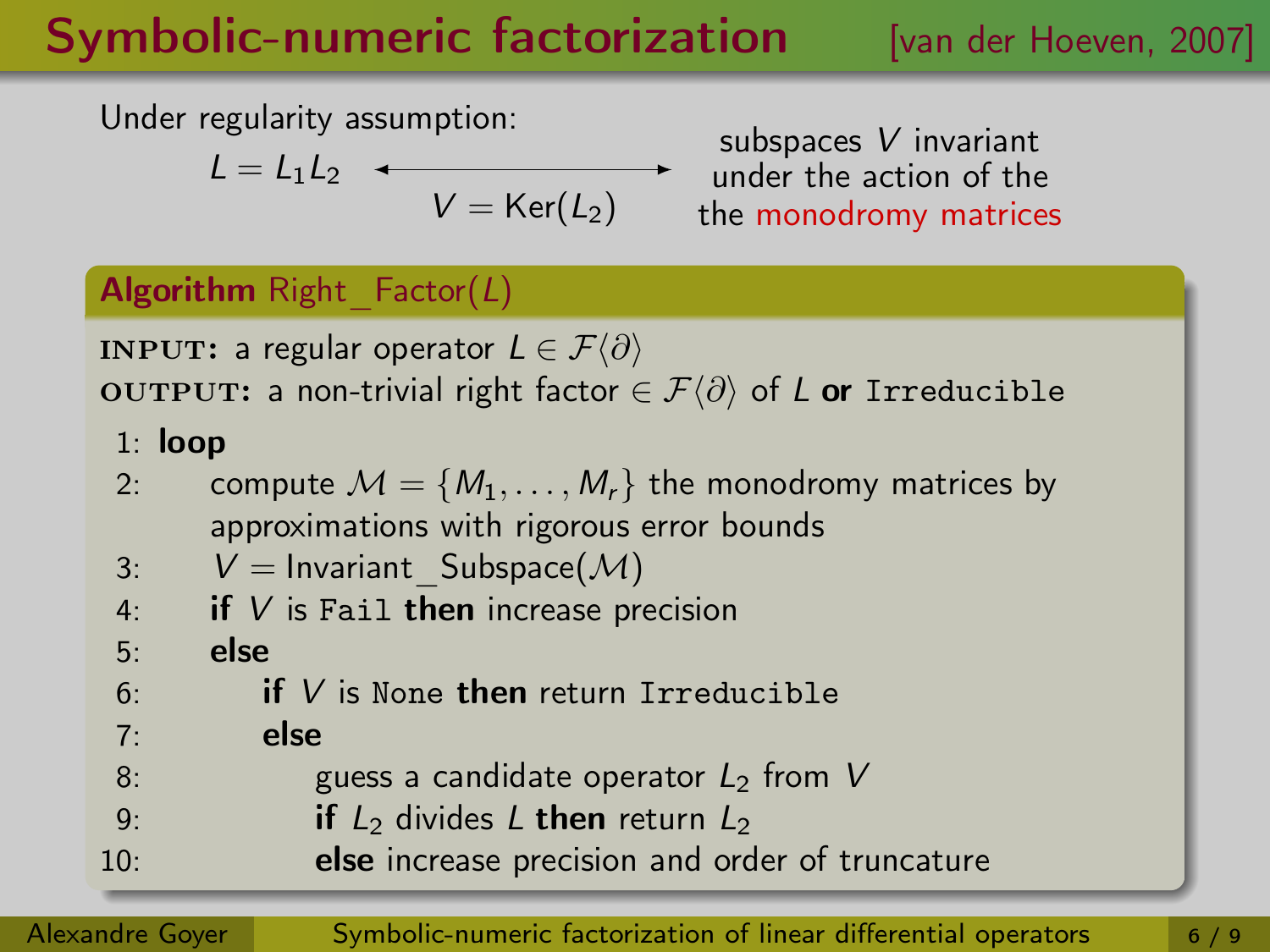# Symbolic-numeric factorization [van der Hoeven, 2007]

Under regularity assumption:

$L = L_1 L_2 \longleftrightarrow$ subspaces $V$ invariant under the action of the the monodromy matrices

$V = \mathrm{Ker}(L_2)$

**Algorithm** Right_Factor($L$)

**INPUT:** a regular operator $L \in \mathcal{F}\langle\partial\rangle$

**OUTPUT:** a non-trivial right factor $\in \mathcal{F}\langle\partial\rangle$ of $L$ **or** `Irreducible`

1: **loop**
2: compute $\mathcal{M} = \{M_1, \ldots, M_r\}$ the monodromy matrices by approximations with rigorous error bounds
3: $V = \mathrm{Invariant\_Subspace}(\mathcal{M})$
4: **if** $V$ is `Fail` **then** increase precision
5: **else**
6: **if** $V$ is `None` **then** return `Irreducible`
7: **else**
8: guess a candidate operator $L_2$ from $V$
9: **if** $L_2$ divides $L$ **then** return $L_2$
10: **else** increase precision and order of truncature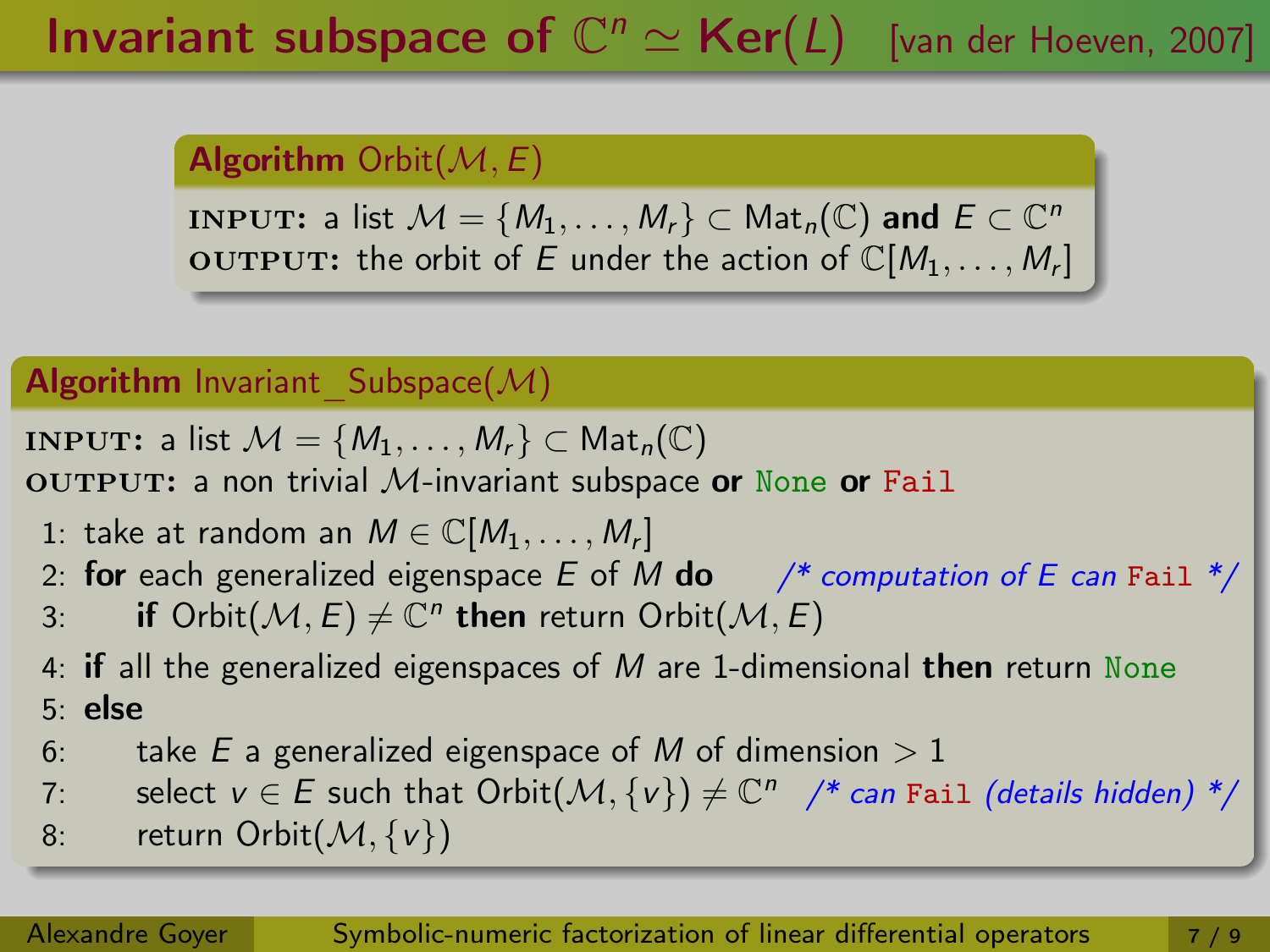# Invariant subspace of $\mathbb{C}^n \simeq \mathrm{Ker}(L)$ [van der Hoeven, 2007]

**Algorithm** Orbit$(\mathcal{M}, E)$

**INPUT:** a list $\mathcal{M} = \{M_1, \ldots, M_r\} \subset \mathrm{Mat}_n(\mathbb{C})$ **and** $E \subset \mathbb{C}^n$
**OUTPUT:** the orbit of $E$ under the action of $\mathbb{C}[M_1, \ldots, M_r]$

**Algorithm** Invariant_Subspace$(\mathcal{M})$

**INPUT:** a list $\mathcal{M} = \{M_1, \ldots, M_r\} \subset \mathrm{Mat}_n(\mathbb{C})$
**OUTPUT:** a non trivial $\mathcal{M}$-invariant subspace **or** `None` **or** `Fail`

1: take at random an $M \in \mathbb{C}[M_1, \ldots, M_r]$
2: **for** each generalized eigenspace $E$ of $M$ **do** /* *computation of $E$ can* `Fail` */
3: &nbsp;&nbsp;&nbsp;&nbsp;**if** Orbit$(\mathcal{M}, E) \neq \mathbb{C}^n$ **then** return Orbit$(\mathcal{M}, E)$
4: **if** all the generalized eigenspaces of $M$ are 1-dimensional **then** return `None`
5: **else**
6: &nbsp;&nbsp;&nbsp;&nbsp;take $E$ a generalized eigenspace of $M$ of dimension $> 1$
7: &nbsp;&nbsp;&nbsp;&nbsp;select $v \in E$ such that Orbit$(\mathcal{M}, \{v\}) \neq \mathbb{C}^n$ /* *can* `Fail` *(details hidden)* */
8: &nbsp;&nbsp;&nbsp;&nbsp;return Orbit$(\mathcal{M}, \{v\})$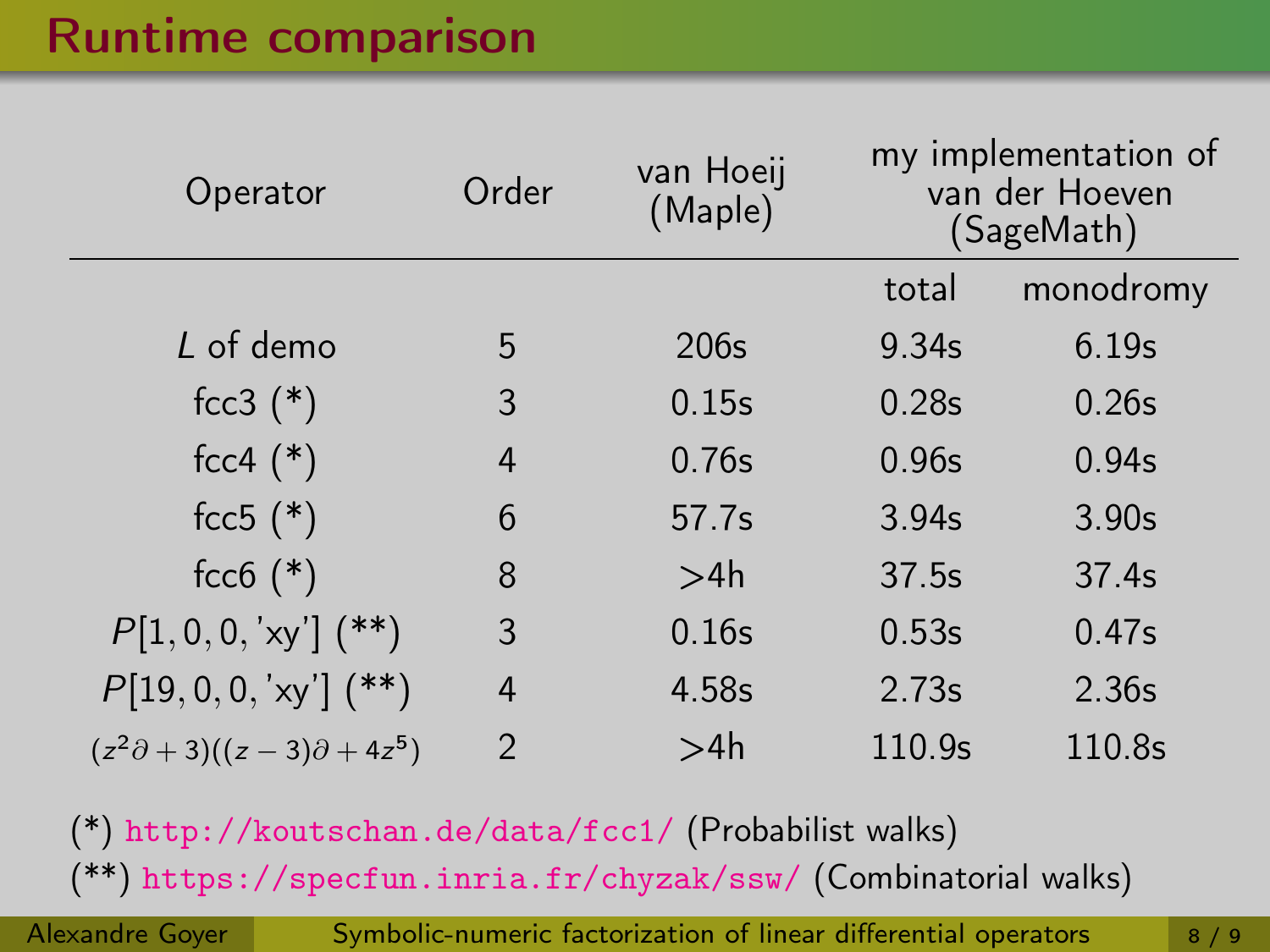# Runtime comparison

| Operator | Order | van Hoeij (Maple) | my implementation of van der Hoeven (SageMath) | |
|---|---|---|---|---|
| | | | total | monodromy |
| $L$ of demo | 5 | 206s | 9.34s | 6.19s |
| fcc3 (*) | 3 | 0.15s | 0.28s | 0.26s |
| fcc4 (*) | 4 | 0.76s | 0.96s | 0.94s |
| fcc5 (*) | 6 | 57.7s | 3.94s | 3.90s |
| fcc6 (*) | 8 | >4h | 37.5s | 37.4s |
| $P[1, 0, 0, \text{'xy'}]$ (**) | 3 | 0.16s | 0.53s | 0.47s |
| $P[19, 0, 0, \text{'xy'}]$ (**) | 4 | 4.58s | 2.73s | 2.36s |
| $(z^2\partial + 3)((z-3)\partial + 4z^5)$ | 2 | >4h | 110.9s | 110.8s |

(*) http://koutschan.de/data/fcc1/ (Probabilist walks)

(**) https://specfun.inria.fr/chyzak/ssw/ (Combinatorial walks)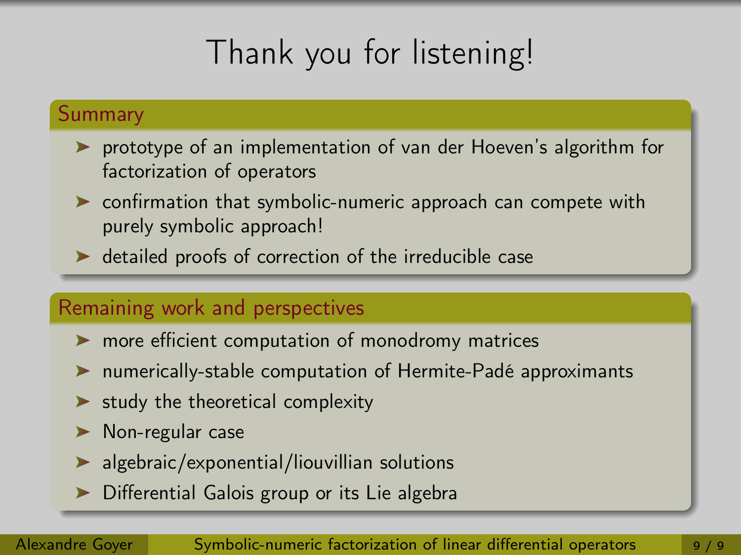# Thank you for listening!

## Summary

- prototype of an implementation of van der Hoeven's algorithm for factorization of operators
- confirmation that symbolic-numeric approach can compete with purely symbolic approach!
- detailed proofs of correction of the irreducible case

## Remaining work and perspectives

- more efficient computation of monodromy matrices
- numerically-stable computation of Hermite-Padé approximants
- study the theoretical complexity
- Non-regular case
- algebraic/exponential/liouvillian solutions
- Differential Galois group or its Lie algebra